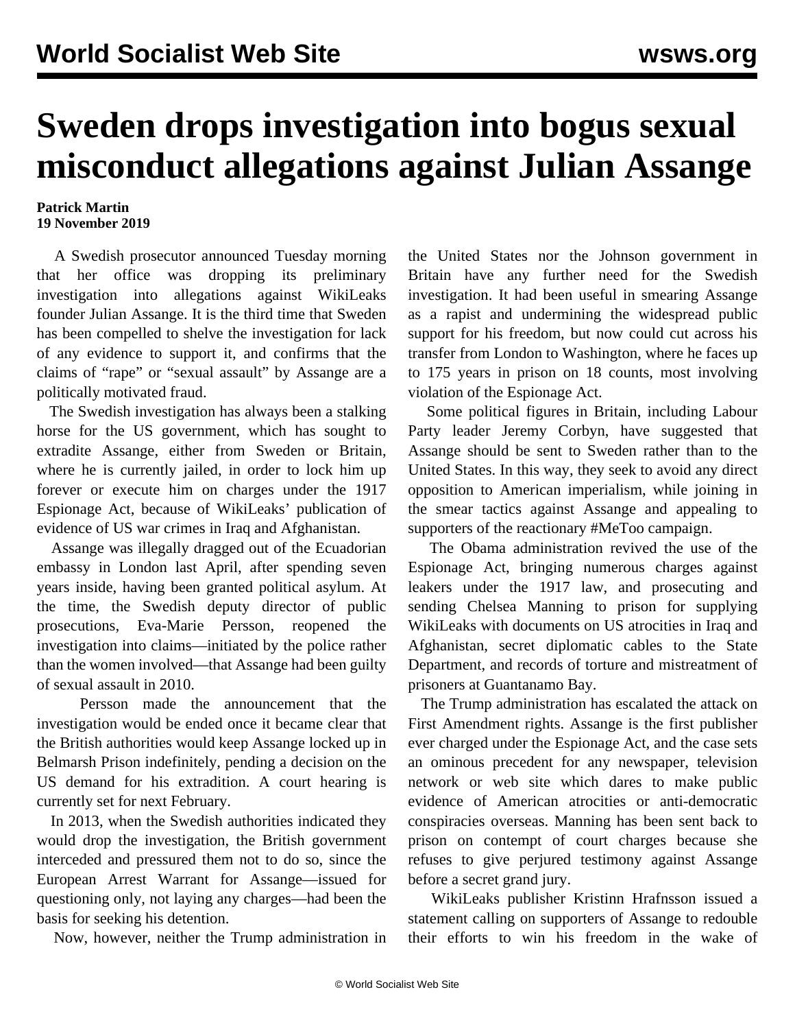# Sweden drops investigation into bogus sexual misconduct allegations against Julian Assange

**Patrick Martin**
**19 November 2019**

A Swedish prosecutor announced Tuesday morning that her office was dropping its preliminary investigation into allegations against WikiLeaks founder Julian Assange. It is the third time that Sweden has been compelled to shelve the investigation for lack of any evidence to support it, and confirms that the claims of "rape" or "sexual assault" by Assange are a politically motivated fraud.

The Swedish investigation has always been a stalking horse for the US government, which has sought to extradite Assange, either from Sweden or Britain, where he is currently jailed, in order to lock him up forever or execute him on charges under the 1917 Espionage Act, because of WikiLeaks' publication of evidence of US war crimes in Iraq and Afghanistan.

Assange was illegally dragged out of the Ecuadorian embassy in London last April, after spending seven years inside, having been granted political asylum. At the time, the Swedish deputy director of public prosecutions, Eva-Marie Persson, reopened the investigation into claims—initiated by the police rather than the women involved—that Assange had been guilty of sexual assault in 2010.

Persson made the announcement that the investigation would be ended once it became clear that the British authorities would keep Assange locked up in Belmarsh Prison indefinitely, pending a decision on the US demand for his extradition. A court hearing is currently set for next February.

In 2013, when the Swedish authorities indicated they would drop the investigation, the British government interceded and pressured them not to do so, since the European Arrest Warrant for Assange—issued for questioning only, not laying any charges—had been the basis for seeking his detention.

Now, however, neither the Trump administration in the United States nor the Johnson government in Britain have any further need for the Swedish investigation. It had been useful in smearing Assange as a rapist and undermining the widespread public support for his freedom, but now could cut across his transfer from London to Washington, where he faces up to 175 years in prison on 18 counts, most involving violation of the Espionage Act.

Some political figures in Britain, including Labour Party leader Jeremy Corbyn, have suggested that Assange should be sent to Sweden rather than to the United States. In this way, they seek to avoid any direct opposition to American imperialism, while joining in the smear tactics against Assange and appealing to supporters of the reactionary #MeToo campaign.

The Obama administration revived the use of the Espionage Act, bringing numerous charges against leakers under the 1917 law, and prosecuting and sending Chelsea Manning to prison for supplying WikiLeaks with documents on US atrocities in Iraq and Afghanistan, secret diplomatic cables to the State Department, and records of torture and mistreatment of prisoners at Guantanamo Bay.

The Trump administration has escalated the attack on First Amendment rights. Assange is the first publisher ever charged under the Espionage Act, and the case sets an ominous precedent for any newspaper, television network or web site which dares to make public evidence of American atrocities or anti-democratic conspiracies overseas. Manning has been sent back to prison on contempt of court charges because she refuses to give perjured testimony against Assange before a secret grand jury.

WikiLeaks publisher Kristinn Hrafnsson issued a statement calling on supporters of Assange to redouble their efforts to win his freedom in the wake of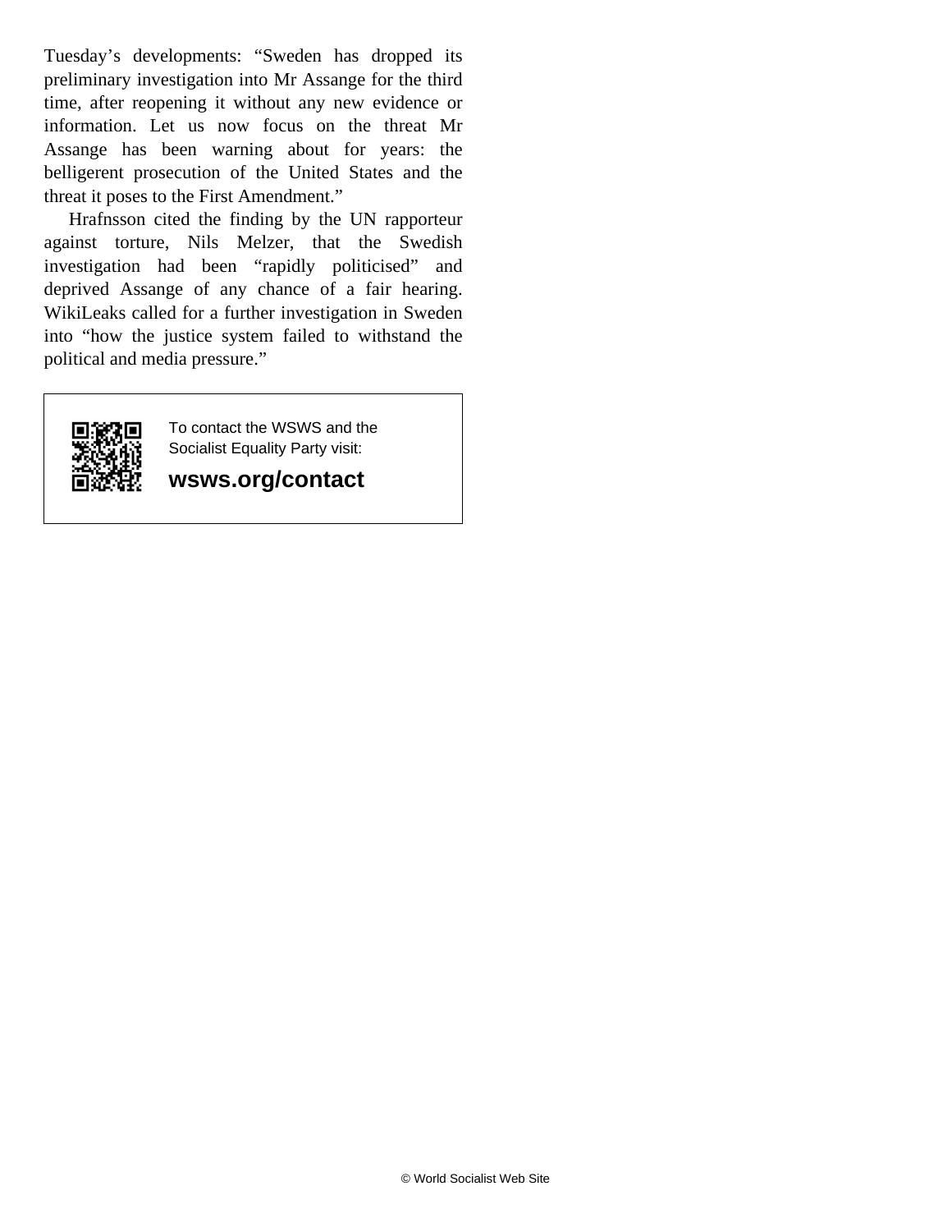Tuesday's developments: "Sweden has dropped its preliminary investigation into Mr Assange for the third time, after reopening it without any new evidence or information. Let us now focus on the threat Mr Assange has been warning about for years: the belligerent prosecution of the United States and the threat it poses to the First Amendment."

Hrafnsson cited the finding by the UN rapporteur against torture, Nils Melzer, that the Swedish investigation had been "rapidly politicised" and deprived Assange of any chance of a fair hearing. WikiLeaks called for a further investigation in Sweden into "how the justice system failed to withstand the political and media pressure."

To contact the WSWS and the Socialist Equality Party visit:

**wsws.org/contact**